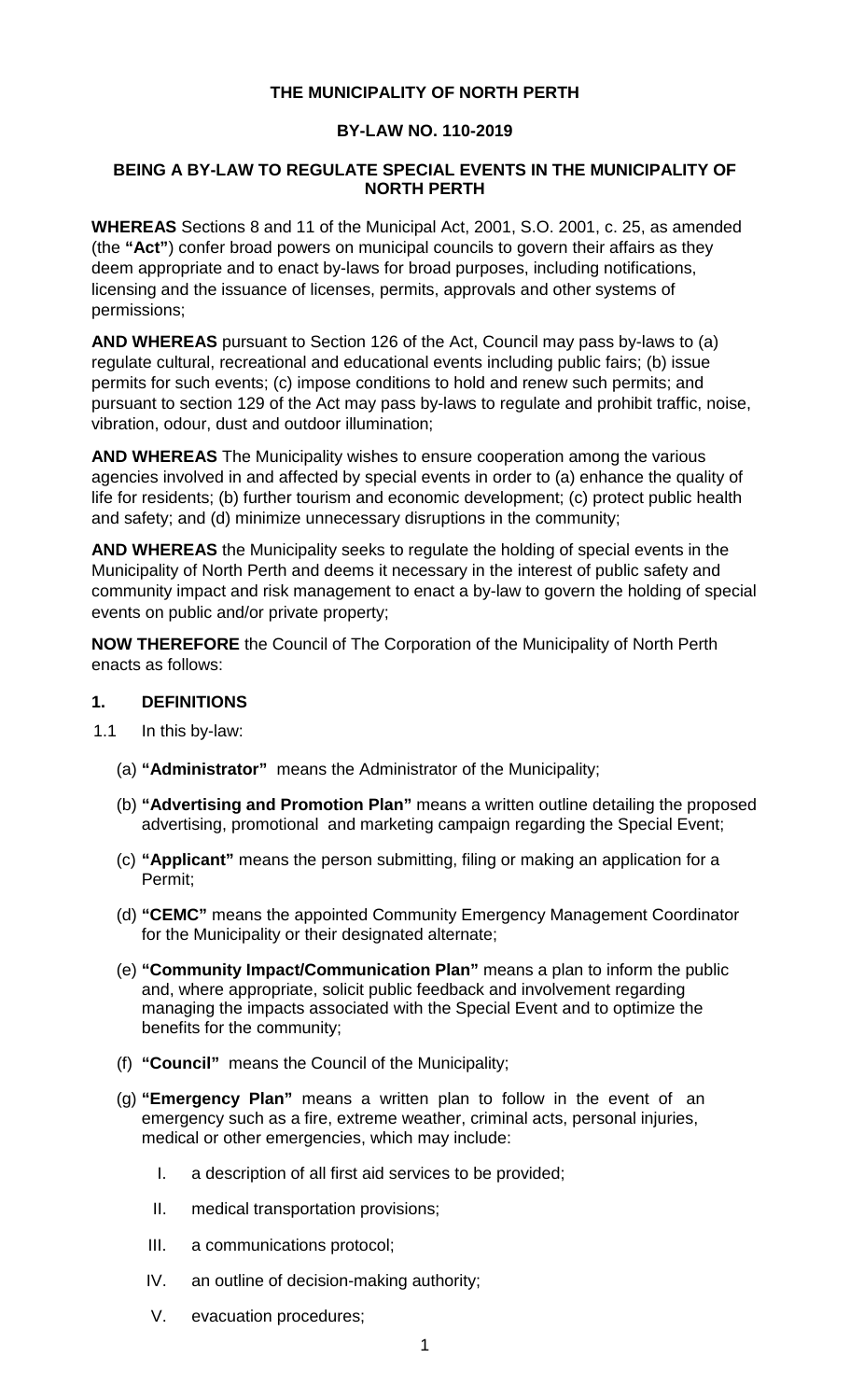**THE MUNICIPALITY OF NORTH PERTH**

**BY-LAW NO. 110-2019**

**BEING A BY-LAW TO REGULATE SPECIAL EVENTS IN THE MUNICIPALITY OF NORTH PERTH**

**WHEREAS** Sections 8 and 11 of the Municipal Act, 2001, S.O. 2001, c. 25, as amended (the **"Act"**) confer broad powers on municipal councils to govern their affairs as they deem appropriate and to enact by-laws for broad purposes, including notifications, licensing and the issuance of licenses, permits, approvals and other systems of permissions;

**AND WHEREAS** pursuant to Section 126 of the Act, Council may pass by-laws to (a) regulate cultural, recreational and educational events including public fairs; (b) issue permits for such events; (c) impose conditions to hold and renew such permits; and pursuant to section 129 of the Act may pass by-laws to regulate and prohibit traffic, noise, vibration, odour, dust and outdoor illumination;

**AND WHEREAS** The Municipality wishes to ensure cooperation among the various agencies involved in and affected by special events in order to (a) enhance the quality of life for residents; (b) further tourism and economic development; (c) protect public health and safety; and (d) minimize unnecessary disruptions in the community;

**AND WHEREAS** the Municipality seeks to regulate the holding of special events in the Municipality of North Perth and deems it necessary in the interest of public safety and community impact and risk management to enact a by-law to govern the holding of special events on public and/or private property;

**NOW THEREFORE** the Council of The Corporation of the Municipality of North Perth enacts as follows:

## 1. DEFINITIONS

1.1 In this by-law:

(a) **"Administrator"** means the Administrator of the Municipality;

(b) **"Advertising and Promotion Plan"** means a written outline detailing the proposed advertising, promotional and marketing campaign regarding the Special Event;

(c) **"Applicant"** means the person submitting, filing or making an application for a Permit;

(d) **"CEMC"** means the appointed Community Emergency Management Coordinator for the Municipality or their designated alternate;

(e) **"Community Impact/Communication Plan"** means a plan to inform the public and, where appropriate, solicit public feedback and involvement regarding managing the impacts associated with the Special Event and to optimize the benefits for the community;

(f) **"Council"** means the Council of the Municipality;

(g) **"Emergency Plan"** means a written plan to follow in the event of an emergency such as a fire, extreme weather, criminal acts, personal injuries, medical or other emergencies, which may include:

I. a description of all first aid services to be provided;

II. medical transportation provisions;

III. a communications protocol;

IV. an outline of decision-making authority;

V. evacuation procedures;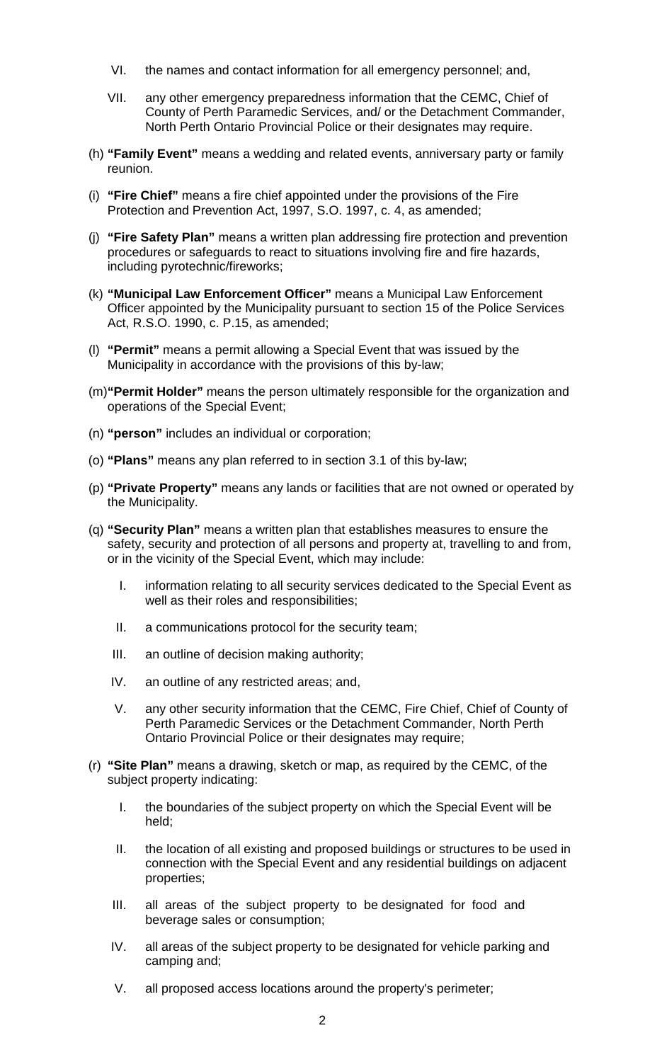VI. the names and contact information for all emergency personnel; and,

VII. any other emergency preparedness information that the CEMC, Chief of County of Perth Paramedic Services, and/ or the Detachment Commander, North Perth Ontario Provincial Police or their designates may require.

(h) **"Family Event"** means a wedding and related events, anniversary party or family reunion.

(i) **"Fire Chief"** means a fire chief appointed under the provisions of the Fire Protection and Prevention Act, 1997, S.O. 1997, c. 4, as amended;

(j) **"Fire Safety Plan"** means a written plan addressing fire protection and prevention procedures or safeguards to react to situations involving fire and fire hazards, including pyrotechnic/fireworks;

(k) **"Municipal Law Enforcement Officer"** means a Municipal Law Enforcement Officer appointed by the Municipality pursuant to section 15 of the Police Services Act, R.S.O. 1990, c. P.15, as amended;

(l) **"Permit"** means a permit allowing a Special Event that was issued by the Municipality in accordance with the provisions of this by-law;

(m) **"Permit Holder"** means the person ultimately responsible for the organization and operations of the Special Event;

(n) **"person"** includes an individual or corporation;

(o) **"Plans"** means any plan referred to in section 3.1 of this by-law;

(p) **"Private Property"** means any lands or facilities that are not owned or operated by the Municipality.

(q) **"Security Plan"** means a written plan that establishes measures to ensure the safety, security and protection of all persons and property at, travelling to and from, or in the vicinity of the Special Event, which may include:

I. information relating to all security services dedicated to the Special Event as well as their roles and responsibilities;

II. a communications protocol for the security team;

III. an outline of decision making authority;

IV. an outline of any restricted areas; and,

V. any other security information that the CEMC, Fire Chief, Chief of County of Perth Paramedic Services or the Detachment Commander, North Perth Ontario Provincial Police or their designates may require;

(r) **"Site Plan"** means a drawing, sketch or map, as required by the CEMC, of the subject property indicating:

I. the boundaries of the subject property on which the Special Event will be held;

II. the location of all existing and proposed buildings or structures to be used in connection with the Special Event and any residential buildings on adjacent properties;

III. all areas of the subject property to be designated for food and beverage sales or consumption;

IV. all areas of the subject property to be designated for vehicle parking and camping and;

V. all proposed access locations around the property's perimeter;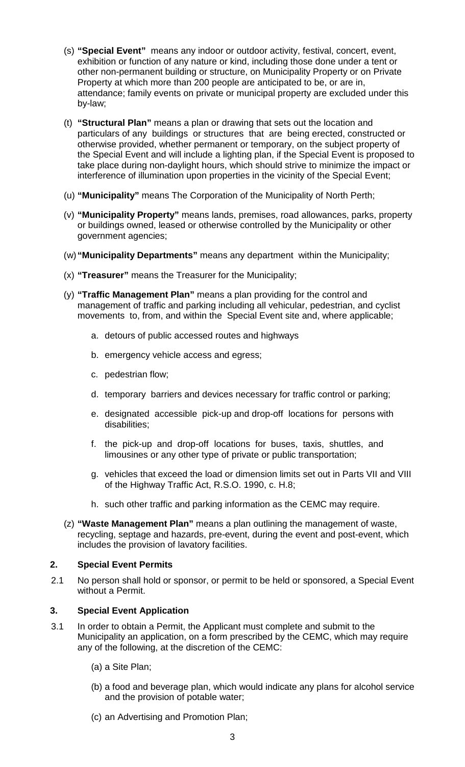(s) **"Special Event"** means any indoor or outdoor activity, festival, concert, event, exhibition or function of any nature or kind, including those done under a tent or other non-permanent building or structure, on Municipality Property or on Private Property at which more than 200 people are anticipated to be, or are in, attendance; family events on private or municipal property are excluded under this by-law;

(t) **"Structural Plan"** means a plan or drawing that sets out the location and particulars of any buildings or structures that are being erected, constructed or otherwise provided, whether permanent or temporary, on the subject property of the Special Event and will include a lighting plan, if the Special Event is proposed to take place during non-daylight hours, which should strive to minimize the impact or interference of illumination upon properties in the vicinity of the Special Event;

(u) **"Municipality"** means The Corporation of the Municipality of North Perth;

(v) **"Municipality Property"** means lands, premises, road allowances, parks, property or buildings owned, leased or otherwise controlled by the Municipality or other government agencies;

(w) **"Municipality Departments"** means any department within the Municipality;

(x) **"Treasurer"** means the Treasurer for the Municipality;

(y) **"Traffic Management Plan"** means a plan providing for the control and management of traffic and parking including all vehicular, pedestrian, and cyclist movements to, from, and within the Special Event site and, where applicable;

a. detours of public accessed routes and highways

b. emergency vehicle access and egress;

c. pedestrian flow;

d. temporary barriers and devices necessary for traffic control or parking;

e. designated accessible pick-up and drop-off locations for persons with disabilities;

f. the pick-up and drop-off locations for buses, taxis, shuttles, and limousines or any other type of private or public transportation;

g. vehicles that exceed the load or dimension limits set out in Parts VII and VIII of the Highway Traffic Act, R.S.O. 1990, c. H.8;

h. such other traffic and parking information as the CEMC may require.

(z) **"Waste Management Plan"** means a plan outlining the management of waste, recycling, septage and hazards, pre-event, during the event and post-event, which includes the provision of lavatory facilities.

## 2. Special Event Permits

2.1 No person shall hold or sponsor, or permit to be held or sponsored, a Special Event without a Permit.

## 3. Special Event Application

3.1 In order to obtain a Permit, the Applicant must complete and submit to the Municipality an application, on a form prescribed by the CEMC, which may require any of the following, at the discretion of the CEMC:

(a) a Site Plan;

(b) a food and beverage plan, which would indicate any plans for alcohol service and the provision of potable water;

(c) an Advertising and Promotion Plan;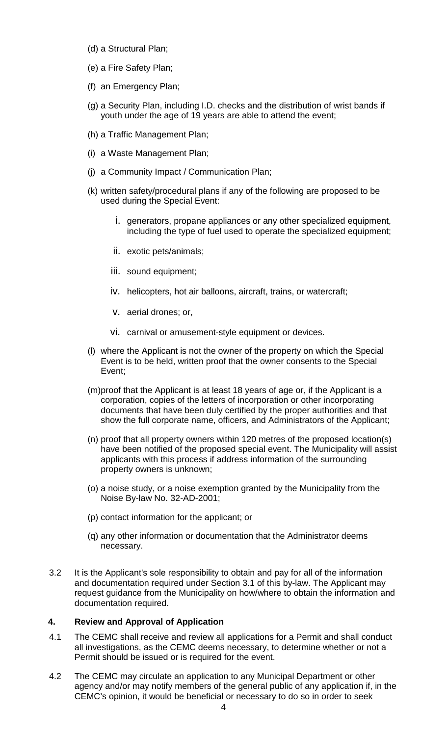(d) a Structural Plan;

(e) a Fire Safety Plan;

(f) an Emergency Plan;

(g) a Security Plan, including I.D. checks and the distribution of wrist bands if youth under the age of 19 years are able to attend the event;

(h) a Traffic Management Plan;

(i) a Waste Management Plan;

(j) a Community Impact / Communication Plan;

(k) written safety/procedural plans if any of the following are proposed to be used during the Special Event:

  i. generators, propane appliances or any other specialized equipment, including the type of fuel used to operate the specialized equipment;

  ii. exotic pets/animals;

  iii. sound equipment;

  iv. helicopters, hot air balloons, aircraft, trains, or watercraft;

  v. aerial drones; or,

  vi. carnival or amusement-style equipment or devices.

(l) where the Applicant is not the owner of the property on which the Special Event is to be held, written proof that the owner consents to the Special Event;

(m) proof that the Applicant is at least 18 years of age or, if the Applicant is a corporation, copies of the letters of incorporation or other incorporating documents that have been duly certified by the proper authorities and that show the full corporate name, officers, and Administrators of the Applicant;

(n) proof that all property owners within 120 metres of the proposed location(s) have been notified of the proposed special event. The Municipality will assist applicants with this process if address information of the surrounding property owners is unknown;

(o) a noise study, or a noise exemption granted by the Municipality from the Noise By-law No. 32-AD-2001;

(p) contact information for the applicant; or

(q) any other information or documentation that the Administrator deems necessary.

3.2 It is the Applicant's sole responsibility to obtain and pay for all of the information and documentation required under Section 3.1 of this by-law. The Applicant may request guidance from the Municipality on how/where to obtain the information and documentation required.

## 4. Review and Approval of Application

4.1 The CEMC shall receive and review all applications for a Permit and shall conduct all investigations, as the CEMC deems necessary, to determine whether or not a Permit should be issued or is required for the event.

4.2 The CEMC may circulate an application to any Municipal Department or other agency and/or may notify members of the general public of any application if, in the CEMC's opinion, it would be beneficial or necessary to do so in order to seek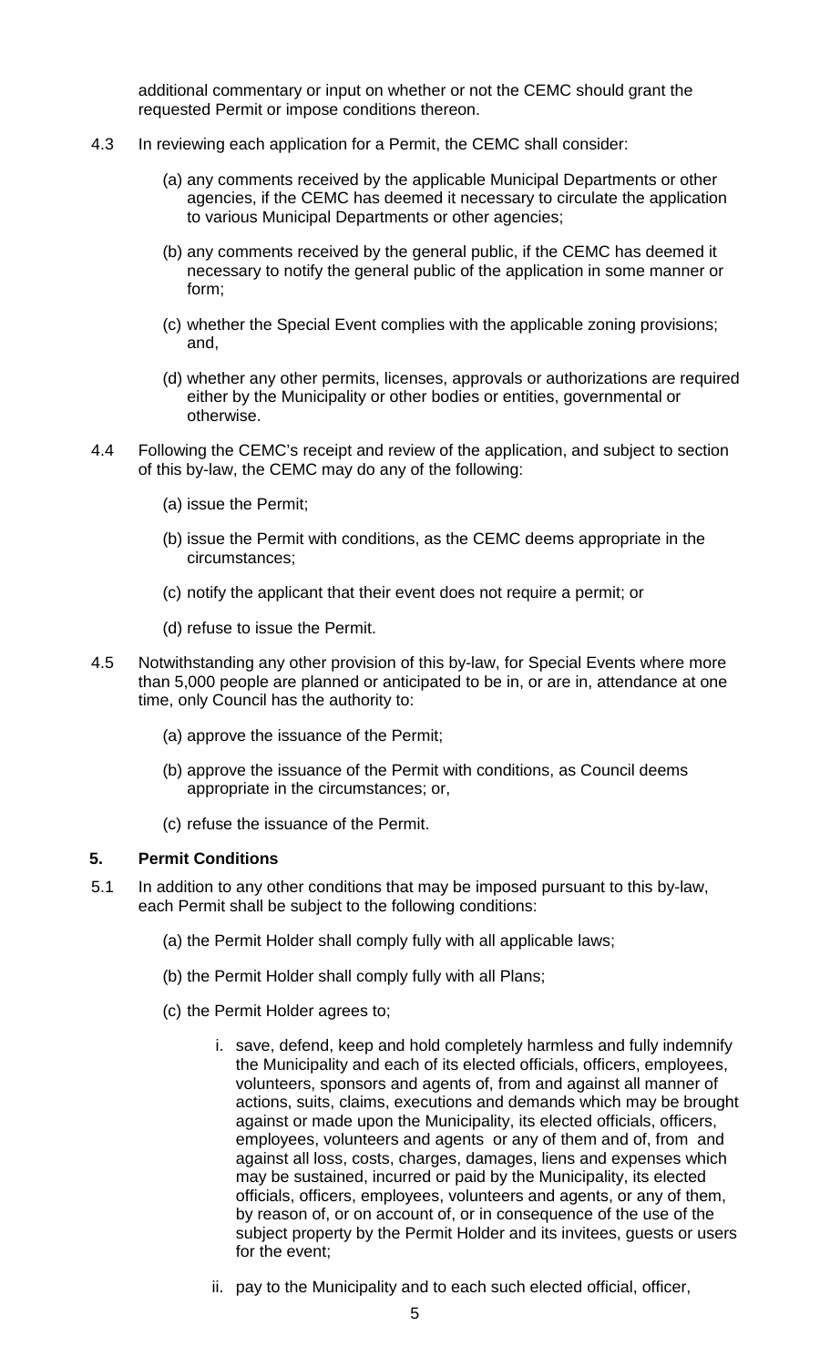additional commentary or input on whether or not the CEMC should grant the requested Permit or impose conditions thereon.

4.3 In reviewing each application for a Permit, the CEMC shall consider:

(a) any comments received by the applicable Municipal Departments or other agencies, if the CEMC has deemed it necessary to circulate the application to various Municipal Departments or other agencies;

(b) any comments received by the general public, if the CEMC has deemed it necessary to notify the general public of the application in some manner or form;

(c) whether the Special Event complies with the applicable zoning provisions; and,

(d) whether any other permits, licenses, approvals or authorizations are required either by the Municipality or other bodies or entities, governmental or otherwise.

4.4 Following the CEMC's receipt and review of the application, and subject to section of this by-law, the CEMC may do any of the following:

(a) issue the Permit;

(b) issue the Permit with conditions, as the CEMC deems appropriate in the circumstances;

(c) notify the applicant that their event does not require a permit; or

(d) refuse to issue the Permit.

4.5 Notwithstanding any other provision of this by-law, for Special Events where more than 5,000 people are planned or anticipated to be in, or are in, attendance at one time, only Council has the authority to:

(a) approve the issuance of the Permit;

(b) approve the issuance of the Permit with conditions, as Council deems appropriate in the circumstances; or,

(c) refuse the issuance of the Permit.

### 5. Permit Conditions

5.1 In addition to any other conditions that may be imposed pursuant to this by-law, each Permit shall be subject to the following conditions:

(a) the Permit Holder shall comply fully with all applicable laws;

(b) the Permit Holder shall comply fully with all Plans;

(c) the Permit Holder agrees to;

i. save, defend, keep and hold completely harmless and fully indemnify the Municipality and each of its elected officials, officers, employees, volunteers, sponsors and agents of, from and against all manner of actions, suits, claims, executions and demands which may be brought against or made upon the Municipality, its elected officials, officers, employees, volunteers and agents or any of them and of, from and against all loss, costs, charges, damages, liens and expenses which may be sustained, incurred or paid by the Municipality, its elected officials, officers, employees, volunteers and agents, or any of them, by reason of, or on account of, or in consequence of the use of the subject property by the Permit Holder and its invitees, guests or users for the event;

ii. pay to the Municipality and to each such elected official, officer,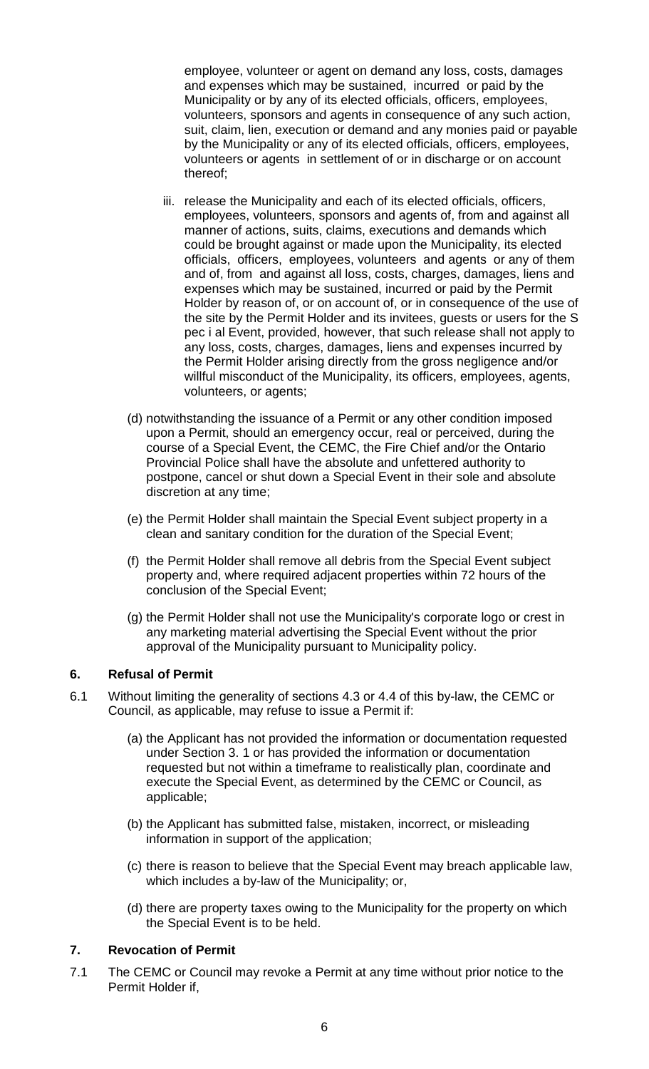employee, volunteer or agent on demand any loss, costs, damages and expenses which may be sustained, incurred or paid by the Municipality or by any of its elected officials, officers, employees, volunteers, sponsors and agents in consequence of any such action, suit, claim, lien, execution or demand and any monies paid or payable by the Municipality or any of its elected officials, officers, employees, volunteers or agents in settlement of or in discharge or on account thereof;

iii. release the Municipality and each of its elected officials, officers, employees, volunteers, sponsors and agents of, from and against all manner of actions, suits, claims, executions and demands which could be brought against or made upon the Municipality, its elected officials, officers, employees, volunteers and agents or any of them and of, from and against all loss, costs, charges, damages, liens and expenses which may be sustained, incurred or paid by the Permit Holder by reason of, or on account of, or in consequence of the use of the site by the Permit Holder and its invitees, guests or users for the S pec i al Event, provided, however, that such release shall not apply to any loss, costs, charges, damages, liens and expenses incurred by the Permit Holder arising directly from the gross negligence and/or willful misconduct of the Municipality, its officers, employees, agents, volunteers, or agents;

(d) notwithstanding the issuance of a Permit or any other condition imposed upon a Permit, should an emergency occur, real or perceived, during the course of a Special Event, the CEMC, the Fire Chief and/or the Ontario Provincial Police shall have the absolute and unfettered authority to postpone, cancel or shut down a Special Event in their sole and absolute discretion at any time;

(e) the Permit Holder shall maintain the Special Event subject property in a clean and sanitary condition for the duration of the Special Event;

(f) the Permit Holder shall remove all debris from the Special Event subject property and, where required adjacent properties within 72 hours of the conclusion of the Special Event;

(g) the Permit Holder shall not use the Municipality's corporate logo or crest in any marketing material advertising the Special Event without the prior approval of the Municipality pursuant to Municipality policy.

## 6. Refusal of Permit

6.1 Without limiting the generality of sections 4.3 or 4.4 of this by-law, the CEMC or Council, as applicable, may refuse to issue a Permit if:

(a) the Applicant has not provided the information or documentation requested under Section 3. 1 or has provided the information or documentation requested but not within a timeframe to realistically plan, coordinate and execute the Special Event, as determined by the CEMC or Council, as applicable;

(b) the Applicant has submitted false, mistaken, incorrect, or misleading information in support of the application;

(c) there is reason to believe that the Special Event may breach applicable law, which includes a by-law of the Municipality; or,

(d) there are property taxes owing to the Municipality for the property on which the Special Event is to be held.

## 7. Revocation of Permit

7.1 The CEMC or Council may revoke a Permit at any time without prior notice to the Permit Holder if,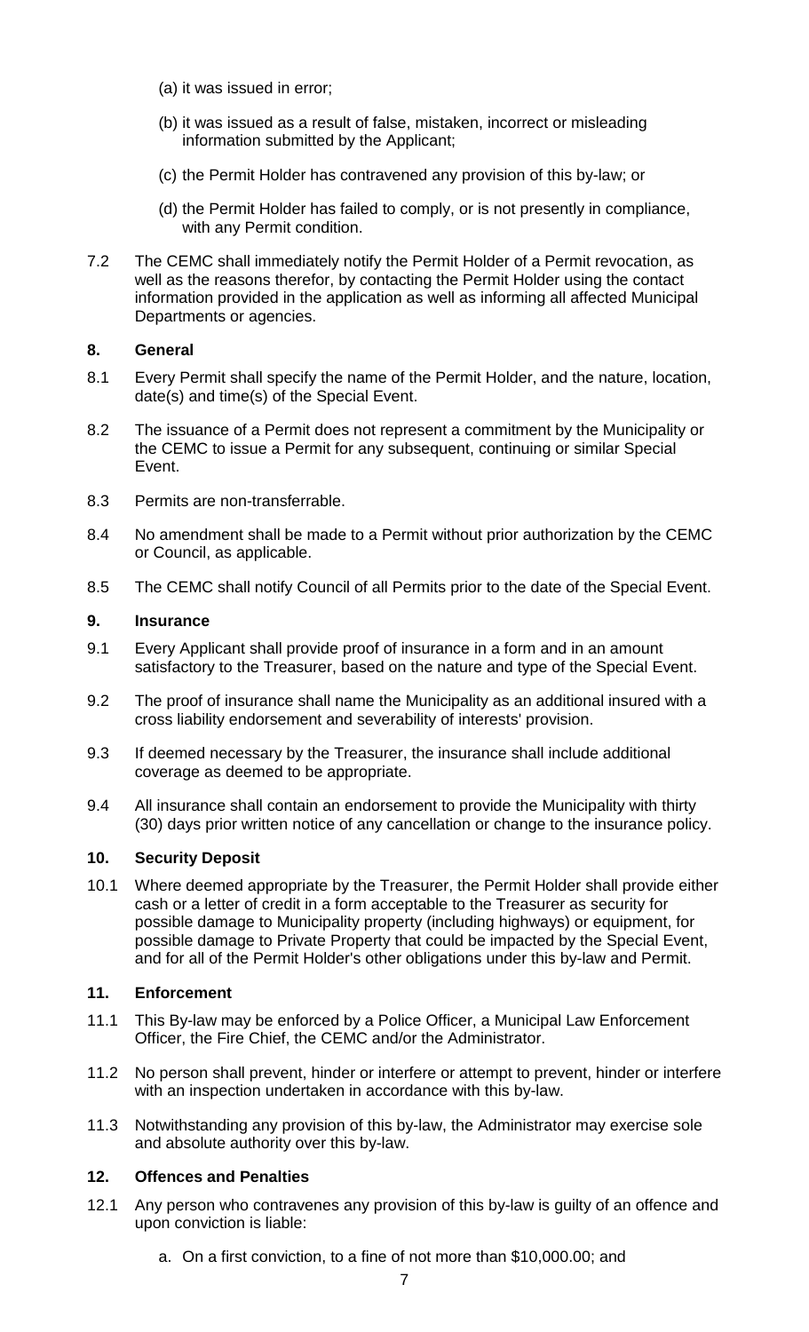(a) it was issued in error;

(b) it was issued as a result of false, mistaken, incorrect or misleading information submitted by the Applicant;

(c) the Permit Holder has contravened any provision of this by-law; or

(d) the Permit Holder has failed to comply, or is not presently in compliance, with any Permit condition.

7.2 The CEMC shall immediately notify the Permit Holder of a Permit revocation, as well as the reasons therefor, by contacting the Permit Holder using the contact information provided in the application as well as informing all affected Municipal Departments or agencies.

### 8. General

8.1 Every Permit shall specify the name of the Permit Holder, and the nature, location, date(s) and time(s) of the Special Event.

8.2 The issuance of a Permit does not represent a commitment by the Municipality or the CEMC to issue a Permit for any subsequent, continuing or similar Special Event.

8.3 Permits are non-transferrable.

8.4 No amendment shall be made to a Permit without prior authorization by the CEMC or Council, as applicable.

8.5 The CEMC shall notify Council of all Permits prior to the date of the Special Event.

### 9. Insurance

9.1 Every Applicant shall provide proof of insurance in a form and in an amount satisfactory to the Treasurer, based on the nature and type of the Special Event.

9.2 The proof of insurance shall name the Municipality as an additional insured with a cross liability endorsement and severability of interests' provision.

9.3 If deemed necessary by the Treasurer, the insurance shall include additional coverage as deemed to be appropriate.

9.4 All insurance shall contain an endorsement to provide the Municipality with thirty (30) days prior written notice of any cancellation or change to the insurance policy.

### 10. Security Deposit

10.1 Where deemed appropriate by the Treasurer, the Permit Holder shall provide either cash or a letter of credit in a form acceptable to the Treasurer as security for possible damage to Municipality property (including highways) or equipment, for possible damage to Private Property that could be impacted by the Special Event, and for all of the Permit Holder's other obligations under this by-law and Permit.

### 11. Enforcement

11.1 This By-law may be enforced by a Police Officer, a Municipal Law Enforcement Officer, the Fire Chief, the CEMC and/or the Administrator.

11.2 No person shall prevent, hinder or interfere or attempt to prevent, hinder or interfere with an inspection undertaken in accordance with this by-law.

11.3 Notwithstanding any provision of this by-law, the Administrator may exercise sole and absolute authority over this by-law.

### 12. Offences and Penalties

12.1 Any person who contravenes any provision of this by-law is guilty of an offence and upon conviction is liable:

a. On a first conviction, to a fine of not more than $10,000.00; and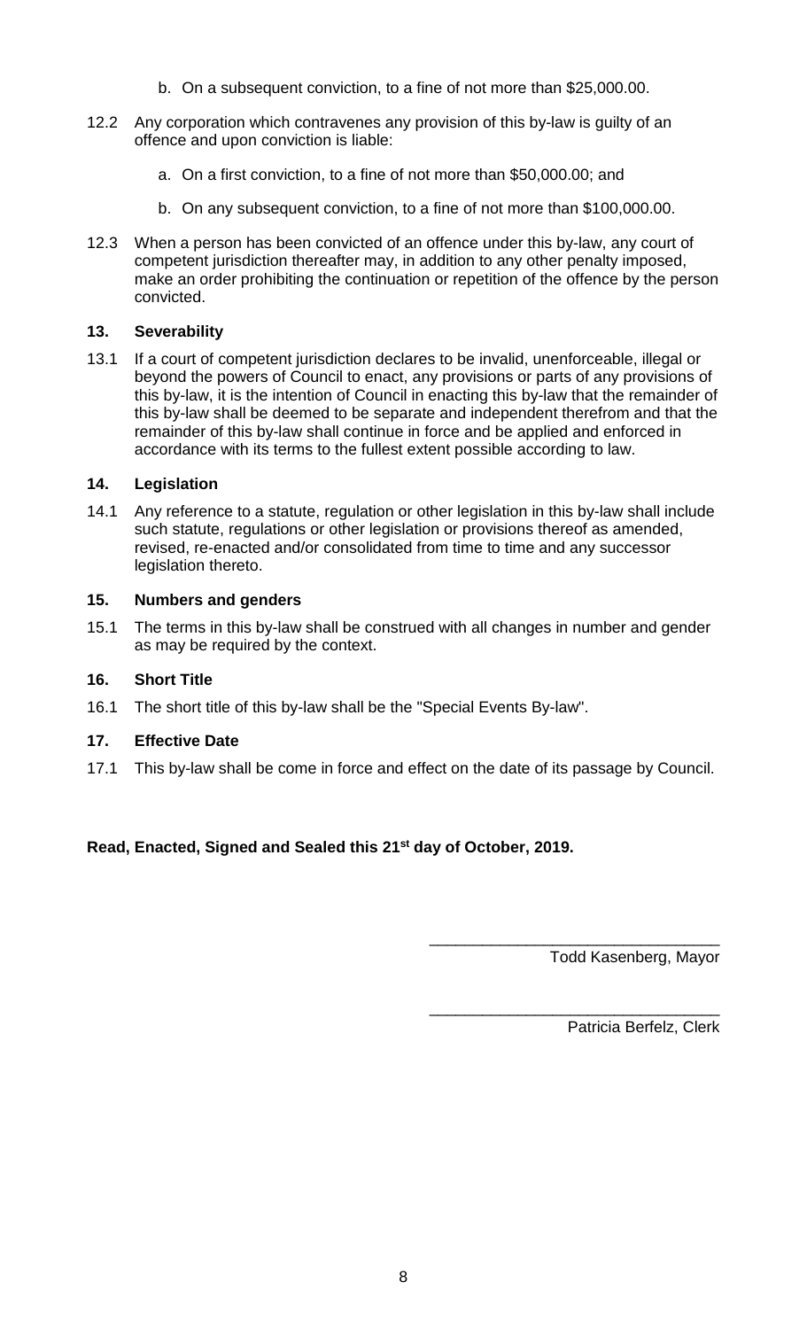b. On a subsequent conviction, to a fine of not more than $25,000.00.

12.2 Any corporation which contravenes any provision of this by-law is guilty of an offence and upon conviction is liable:

a. On a first conviction, to a fine of not more than $50,000.00; and

b. On any subsequent conviction, to a fine of not more than $100,000.00.

12.3 When a person has been convicted of an offence under this by-law, any court of competent jurisdiction thereafter may, in addition to any other penalty imposed, make an order prohibiting the continuation or repetition of the offence by the person convicted.

### 13. Severability

13.1 If a court of competent jurisdiction declares to be invalid, unenforceable, illegal or beyond the powers of Council to enact, any provisions or parts of any provisions of this by-law, it is the intention of Council in enacting this by-law that the remainder of this by-law shall be deemed to be separate and independent therefrom and that the remainder of this by-law shall continue in force and be applied and enforced in accordance with its terms to the fullest extent possible according to law.

### 14. Legislation

14.1 Any reference to a statute, regulation or other legislation in this by-law shall include such statute, regulations or other legislation or provisions thereof as amended, revised, re-enacted and/or consolidated from time to time and any successor legislation thereto.

### 15. Numbers and genders

15.1 The terms in this by-law shall be construed with all changes in number and gender as may be required by the context.

### 16. Short Title

16.1 The short title of this by-law shall be the "Special Events By-law".

### 17. Effective Date

17.1 This by-law shall be come in force and effect on the date of its passage by Council.

**Read, Enacted, Signed and Sealed this 21st day of October, 2019.**

_________________________________
Todd Kasenberg, Mayor

_________________________________
Patricia Berfelz, Clerk